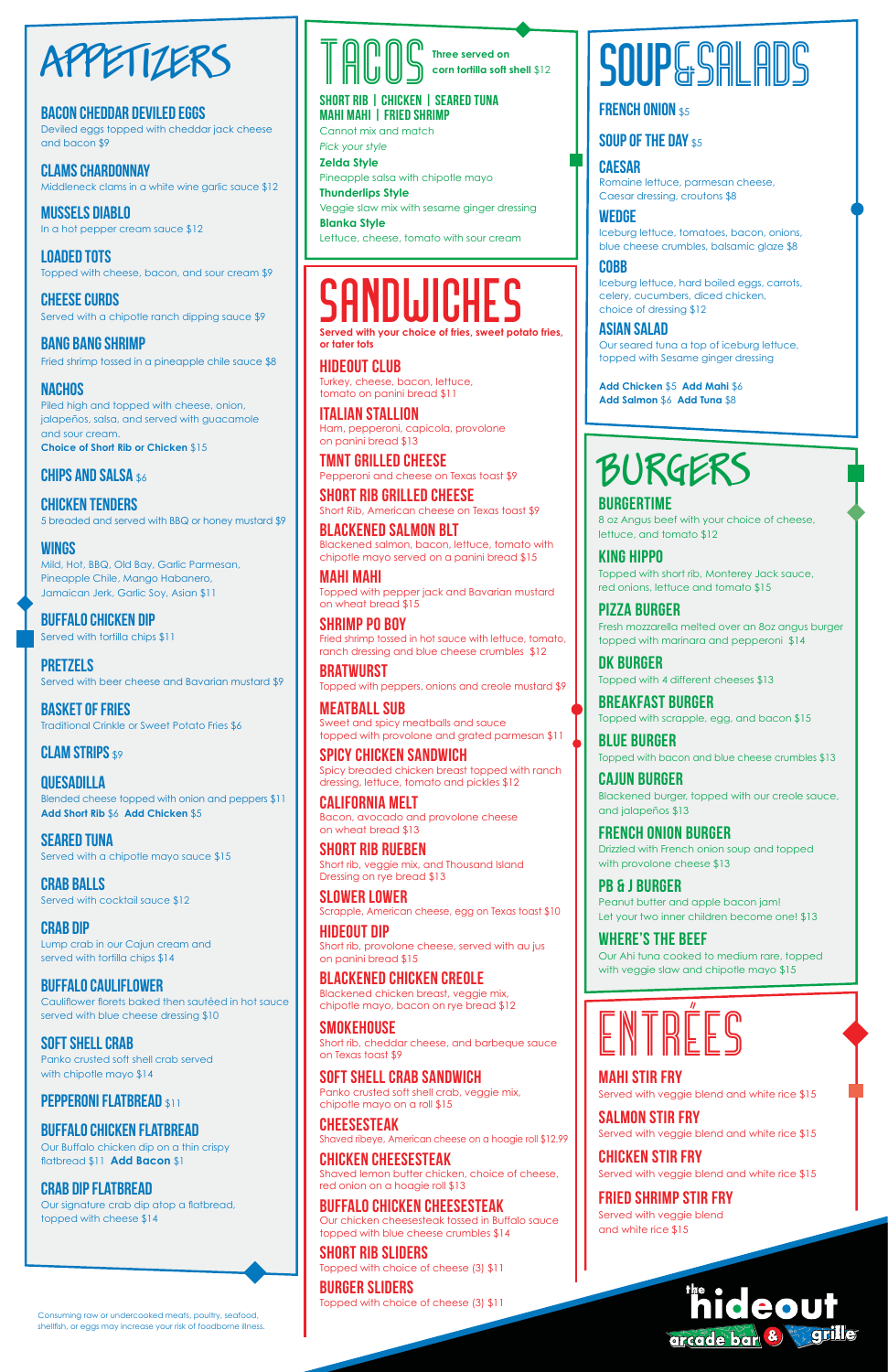# APPETIZERS

## BACON CHEDDAR DEVILED EGGS
Deviled eggs topped with cheddar jack cheese and bacon $9

## CLAMS CHARDONNAY
Middleneck clams in a white wine garlic sauce $12

## MUSSELS DIABLO
In a hot pepper cream sauce $12

## LOADED TOTS
Topped with cheese, bacon, and sour cream $9

## CHEESE CURDS
Served with a chipotle ranch dipping sauce $9

## BANG BANG SHRIMP
Fried shrimp tossed in a pineapple chile sauce $8

## NACHOS
Piled high and topped with cheese, onion, jalapeños, salsa, and served with guacamole and sour cream.
**Choice of Short Rib or Chicken** $15

## CHIPS AND SALSA $6

## CHICKEN TENDERS
5 breaded and served with BBQ or honey mustard $9

## WINGS
Mild, Hot, BBQ, Old Bay, Garlic Parmesan, Pineapple Chile, Mango Habanero, Jamaican Jerk, Garlic Soy, Asian $11

## BUFFALO CHICKEN DIP
Served with tortilla chips $11

## PRETZELS
Served with beer cheese and Bavarian mustard $9

## BASKET OF FRIES
Traditional Crinkle or Sweet Potato Fries $6

## CLAM STRIPS $9

## QUESADILLA
Blended cheese topped with onion and peppers $11
**Add Short Rib** $6 **Add Chicken** $5

## SEARED TUNA
Served with a chipotle mayo sauce $15

## CRAB BALLS
Served with cocktail sauce $12

## CRAB DIP
Lump crab in our Cajun cream and served with tortilla chips $14

## BUFFALO CAULIFLOWER
Cauliflower florets baked then sautéed in hot sauce served with blue cheese dressing $10

## SOFT SHELL CRAB
Panko crusted soft shell crab served with chipotle mayo $14

## PEPPERONI FLATBREAD $11

## BUFFALO CHICKEN FLATBREAD
Our Buffalo chicken dip on a thin crispy flatbread $11 **Add Bacon** $1

## CRAB DIP FLATBREAD
Our signature crab dip atop a flatbread, topped with cheese $14

Consuming raw or undercooked meats, poultry, seafood, shellfish, or eggs may increase your risk of foodborne illness.

# TACOS
**Three served on corn tortilla soft shell** $12

**SHORT RIB | CHICKEN | SEARED TUNA**
**MAHI MAHI | FRIED SHRIMP**
Cannot mix and match

*Pick your style*

**Zelda Style**
Pineapple salsa with chipotle mayo

**Thunderlips Style**
Veggie slaw mix with sesame ginger dressing

**Blanka Style**
Lettuce, cheese, tomato with sour cream

# SANDWICHES
**Served with your choice of fries, sweet potato fries, or tater tots**

## HIDEOUT CLUB
Turkey, cheese, bacon, lettuce, tomato on panini bread $11

## ITALIAN STALLION
Ham, pepperoni, capicola, provolone on panini bread $13

## TMNT GRILLED CHEESE
Pepperoni and cheese on Texas toast $9

## SHORT RIB GRILLED CHEESE
Short Rib, American cheese on Texas toast $9

## BLACKENED SALMON BLT
Blackened salmon, bacon, lettuce, tomato with chipotle mayo served on a panini bread $15

## MAHI MAHI
Topped with pepper jack and Bavarian mustard on wheat bread $15

## SHRIMP PO BOY
Fried shrimp tossed in hot sauce with lettuce, tomato, ranch dressing and blue cheese crumbles $12

## BRATWURST
Topped with peppers, onions and creole mustard $9

## MEATBALL SUB
Sweet and spicy meatballs and sauce topped with provolone and grated parmesan $11

## SPICY CHICKEN SANDWICH
Spicy breaded chicken breast topped with ranch dressing, lettuce, tomato and pickles $12

## CALIFORNIA MELT
Bacon, avocado and provolone cheese on wheat bread $13

## SHORT RIB RUEBEN
Short rib, veggie mix, and Thousand Island Dressing on rye bread $13

## SLOWER LOWER
Scrapple, American cheese, egg on Texas toast $10

## HIDEOUT DIP
Short rib, provolone cheese, served with au jus on panini bread $15

## BLACKENED CHICKEN CREOLE
Blackened chicken breast, veggie mix, chipotle mayo, bacon on rye bread $12

## SMOKEHOUSE
Short rib, cheddar cheese, and barbeque sauce on Texas toast $9

## SOFT SHELL CRAB SANDWICH
Panko crusted soft shell crab, veggie mix, chipotle mayo on a roll $15

## CHEESESTEAK
Shaved ribeye, American cheese on a hoagie roll $12.99

## CHICKEN CHEESESTEAK
Shaved lemon butter chicken, choice of cheese, red onion on a hoagie roll $13

## BUFFALO CHICKEN CHEESESTEAK
Our chicken cheesesteak tossed in Buffalo sauce topped with blue cheese crumbles $14

## SHORT RIB SLIDERS
Topped with choice of cheese (3) $11

## BURGER SLIDERS
Topped with choice of cheese (3) $11

# SOUP & SALADS

## FRENCH ONION $5

## SOUP OF THE DAY $5

## CAESAR
Romaine lettuce, parmesan cheese, Caesar dressing, croutons $8

## WEDGE
Iceburg lettuce, tomatoes, bacon, onions, blue cheese crumbles, balsamic glaze $8

## COBB
Iceburg lettuce, hard boiled eggs, carrots, celery, cucumbers, diced chicken, choice of dressing $12

## ASIAN SALAD
Our seared tuna a top of iceburg lettuce, topped with Sesame ginger dressing

**Add Chicken** $5 **Add Mahi** $6
**Add Salmon** $6 **Add Tuna** $8

# BURGERS

## BURGERTIME
8 oz Angus beef with your choice of cheese, lettuce, and tomato $12

## KING HIPPO
Topped with short rib, Monterey Jack sauce, red onions, lettuce and tomato $15

## PIZZA BURGER
Fresh mozzarella melted over an 8oz angus burger topped with marinara and pepperoni $14

## DK BURGER
Topped with 4 different cheeses $13

## BREAKFAST BURGER
Topped with scrapple, egg, and bacon $15

## BLUE BURGER
Topped with bacon and blue cheese crumbles $13

## CAJUN BURGER
Blackened burger, topped with our creole sauce, and jalapeños $13

## FRENCH ONION BURGER
Drizzled with French onion soup and topped with provolone cheese $13

## PB & J BURGER
Peanut butter and apple bacon jam!
Let your two inner children become one! $13

## WHERE'S THE BEEF
Our Ahi tuna cooked to medium rare, topped with veggie slaw and chipotle mayo $15

# ENTRÉES

## MAHI STIR FRY
Served with veggie blend and white rice $15

## SALMON STIR FRY
Served with veggie blend and white rice $15

## CHICKEN STIR FRY
Served with veggie blend and white rice $15

## FRIED SHRIMP STIR FRY
Served with veggie blend and white rice $15

the hideout arcade bar & grille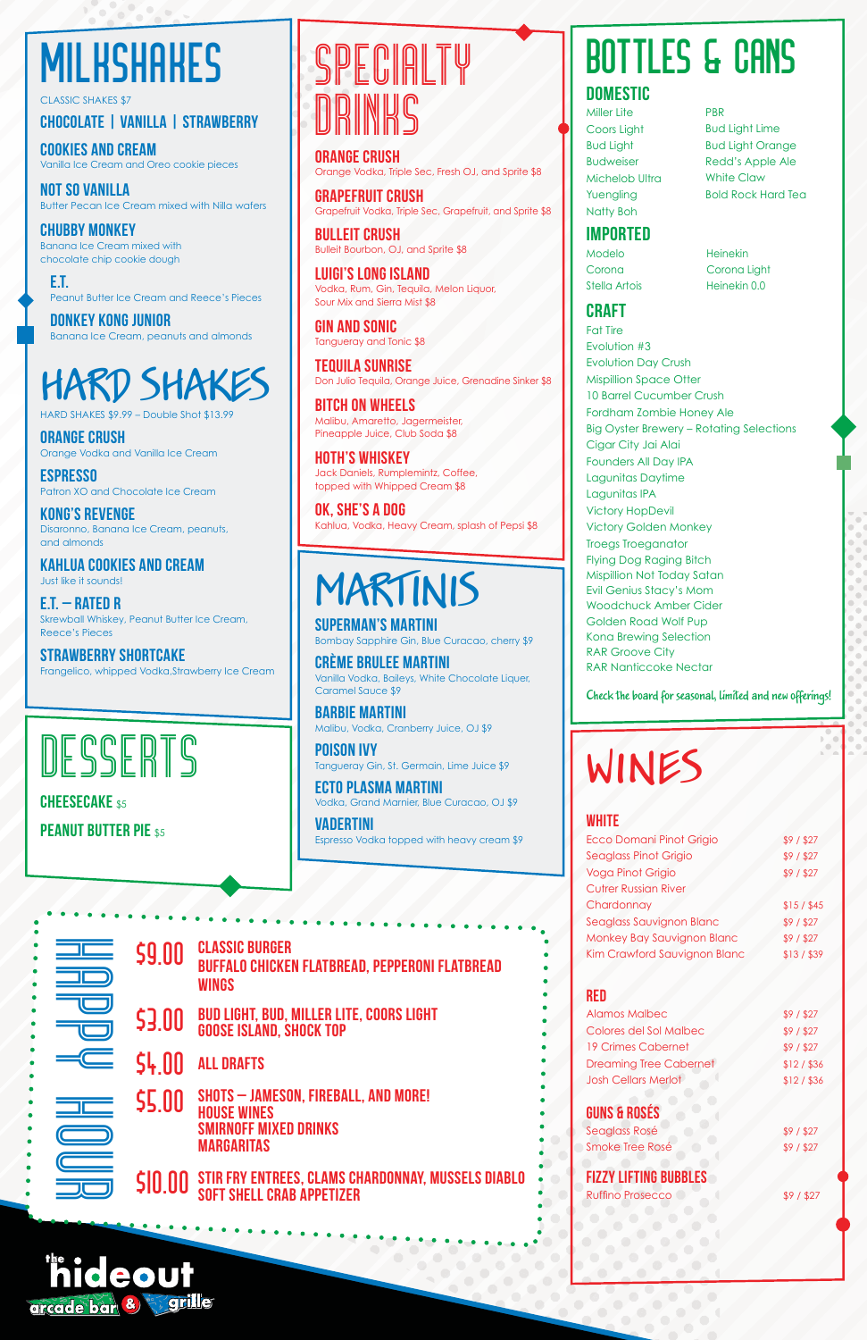# MILKSHAKES

CLASSIC SHAKES $7

**CHOCOLATE | VANILLA | STRAWBERRY**

**COOKIES AND CREAM**
Vanilla Ice Cream and Oreo cookie pieces

**NOT SO VANILLA**
Butter Pecan Ice Cream mixed with Nilla wafers

**CHUBBY MONKEY**
Banana Ice Cream mixed with chocolate chip cookie dough

**E.T.**
Peanut Butter Ice Cream and Reece's Pieces

**DONKEY KONG JUNIOR**
Banana Ice Cream, peanuts and almonds

# HARD SHAKES

HARD SHAKES $9.99 – Double Shot $13.99

**ORANGE CRUSH**
Orange Vodka and Vanilla Ice Cream

**ESPRESSO**
Patron XO and Chocolate Ice Cream

**KONG'S REVENGE**
Disaronno, Banana Ice Cream, peanuts, and almonds

**KAHLUA COOKIES AND CREAM**
Just like it sounds!

**E.T. – RATED R**
Skrewball Whiskey, Peanut Butter Ice Cream, Reece's Pieces

**STRAWBERRY SHORTCAKE**
Frangelico, whipped Vodka,Strawberry Ice Cream

# DESSERTS

**CHEESECAKE** $5

**PEANUT BUTTER PIE** $5

# SPECIALTY DRINKS

**ORANGE CRUSH**
Orange Vodka, Triple Sec, Fresh OJ, and Sprite $8

**GRAPEFRUIT CRUSH**
Grapefruit Vodka, Triple Sec, Grapefruit, and Sprite $8

**BULLEIT CRUSH**
Bulleit Bourbon, OJ, and Sprite $8

**LUIGI'S LONG ISLAND**
Vodka, Rum, Gin, Tequila, Melon Liquor, Sour Mix and Sierra Mist $8

**GIN AND SONIC**
Tanqueray and Tonic $8

**TEQUILA SUNRISE**
Don Julio Tequila, Orange Juice, Grenadine Sinker $8

**BITCH ON WHEELS**
Malibu, Amaretto, Jagermeister, Pineapple Juice, Club Soda $8

**HOTH'S WHISKEY**
Jack Daniels, Rumplemintz, Coffee, topped with Whipped Cream $8

**OK, SHE'S A DOG**
Kahlua, Vodka, Heavy Cream, splash of Pepsi $8

# MARTINIS

**SUPERMAN'S MARTINI**
Bombay Sapphire Gin, Blue Curacao, cherry $9

**CRÈME BRULEE MARTINI**
Vanilla Vodka, Baileys, White Chocolate Liquer, Caramel Sauce $9

**BARBIE MARTINI**
Malibu, Vodka, Cranberry Juice, OJ $9

**POISON IVY**
Tanqueray Gin, St. Germain, Lime Juice $9

**ECTO PLASMA MARTINI**
Vodka, Grand Marnier, Blue Curacao, OJ $9

**VADERTINI**
Espresso Vodka topped with heavy cream $9

# BOTTLES & CANS

## DOMESTIC

Miller Lite
Coors Light
Bud Light
Budweiser
Michelob Ultra
Yuengling
Natty Boh
PBR
Bud Light Lime
Bud Light Orange
Redd's Apple Ale
White Claw
Bold Rock Hard Tea

## IMPORTED

Modelo
Corona
Stella Artois
Heinekin
Corona Light
Heinekin 0.0

## CRAFT

Fat Tire
Evolution #3
Evolution Day Crush
Mispillion Space Otter
10 Barrel Cucumber Crush
Fordham Zombie Honey Ale
Big Oyster Brewery – Rotating Selections
Cigar City Jai Alai
Founders All Day IPA
Lagunitas Daytime
Lagunitas IPA
Victory HopDevil
Victory Golden Monkey
Troegs Troeganator
Flying Dog Raging Bitch
Mispillion Not Today Satan
Evil Genius Stacy's Mom
Woodchuck Amber Cider
Golden Road Wolf Pup
Kona Brewing Selection
RAR Groove City
RAR Nanticcoke Nectar

*Check the board for seasonal, limited and new offerings!*

# WINES

## WHITE

| | |
|---|---|
| Ecco Domani Pinot Grigio | $9 / $27 |
| Seaglass Pinot Grigio | $9 / $27 |
| Voga Pinot Grigio | $9 / $27 |
| Cutrer Russian River Chardonnay | $15 / $45 |
| Seaglass Sauvignon Blanc | $9 / $27 |
| Monkey Bay Sauvignon Blanc | $9 / $27 |
| Kim Crawford Sauvignon Blanc | $13 / $39 |

## RED

| | |
|---|---|
| Alamos Malbec | $9 / $27 |
| Colores del Sol Malbec | $9 / $27 |
| 19 Crimes Cabernet | $9 / $27 |
| Dreaming Tree Cabernet | $12 / $36 |
| Josh Cellars Merlot | $12 / $36 |

## GUNS & ROSÉS

| | |
|---|---|
| Seaglass Rosé | $9 / $27 |
| Smoke Tree Rosé | $9 / $27 |

## FIZZY LIFTING BUBBLES

| | |
|---|---|
| Ruffino Prosecco | $9 / $27 |

# HAPPY HOUR

**$9.00** CLASSIC BURGER
BUFFALO CHICKEN FLATBREAD, PEPPERONI FLATBREAD
WINGS

**$3.00** BUD LIGHT, BUD, MILLER LITE, COORS LIGHT
GOOSE ISLAND, SHOCK TOP

**$4.00** ALL DRAFTS

**$5.00** SHOTS – JAMESON, FIREBALL, AND MORE!
HOUSE WINES
SMIRNOFF MIXED DRINKS
MARGARITAS

**$10.00** STIR FRY ENTREES, CLAMS CHARDONNAY, MUSSELS DIABLO
SOFT SHELL CRAB APPETIZER

the hideout arcade bar & grille